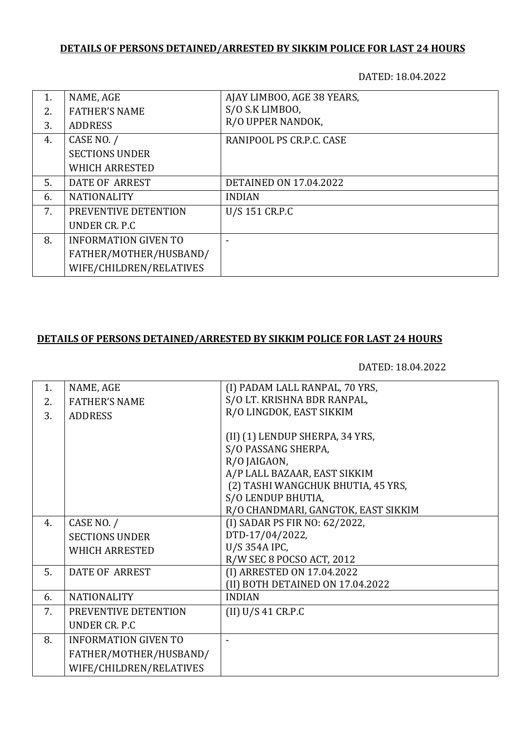**DETAILS OF PERSONS DETAINED/ARRESTED BY SIKKIM POLICE FOR LAST 24 HOURS**

DATED: 18.04.2022

| | | |
|---|---|---|
| 1.<br>2.<br>3. | NAME, AGE<br>FATHER'S NAME<br>ADDRESS | AJAY LIMBOO, AGE 38 YEARS,<br>S/O S.K LIMBOO,<br>R/O UPPER NANDOK, |
| 4. | CASE NO. /<br>SECTIONS UNDER<br>WHICH ARRESTED | RANIPOOL PS CR.P.C. CASE |
| 5. | DATE OF ARREST | DETAINED ON 17.04.2022 |
| 6. | NATIONALITY | INDIAN |
| 7. | PREVENTIVE DETENTION<br>UNDER CR. P.C | U/S 151 CR.P.C |
| 8. | INFORMATION GIVEN TO<br>FATHER/MOTHER/HUSBAND/<br>WIFE/CHILDREN/RELATIVES | - |

**DETAILS OF PERSONS DETAINED/ARRESTED BY SIKKIM POLICE FOR LAST 24 HOURS**

DATED: 18.04.2022

| | | |
|---|---|---|
| 1.<br>2.<br>3. | NAME, AGE<br>FATHER'S NAME<br>ADDRESS | (I) PADAM LALL RANPAL, 70 YRS,<br>S/O LT. KRISHNA BDR RANPAL,<br>R/O LINGDOK, EAST SIKKIM<br><br>(II) (1) LENDUP SHERPA, 34 YRS,<br>S/O PASSANG SHERPA,<br>R/O JAIGAON,<br>A/P LALL BAZAAR, EAST SIKKIM<br>(2) TASHI WANGCHUK BHUTIA, 45 YRS,<br>S/O LENDUP BHUTIA,<br>R/O CHANDMARI, GANGTOK, EAST SIKKIM |
| 4. | CASE NO. /<br>SECTIONS UNDER<br>WHICH ARRESTED | (I) SADAR PS FIR NO: 62/2022,<br>DTD-17/04/2022,<br>U/S 354A IPC,<br>R/W SEC 8 POCSO ACT, 2012 |
| 5. | DATE OF ARREST | (I) ARRESTED ON 17.04.2022<br>(II) BOTH DETAINED ON 17.04.2022 |
| 6. | NATIONALITY | INDIAN |
| 7. | PREVENTIVE DETENTION<br>UNDER CR. P.C | (II) U/S 41 CR.P.C |
| 8. | INFORMATION GIVEN TO<br>FATHER/MOTHER/HUSBAND/<br>WIFE/CHILDREN/RELATIVES | - |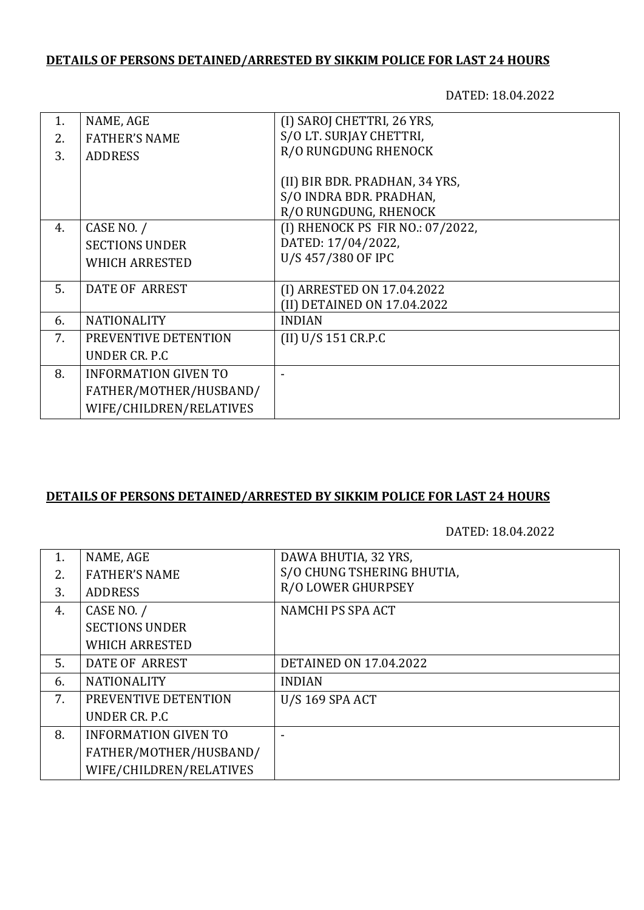**DETAILS OF PERSONS DETAINED/ARRESTED BY SIKKIM POLICE FOR LAST 24 HOURS**

DATED: 18.04.2022

| | | |
|---|---|---|
| 1.<br>2.<br>3. | NAME, AGE<br>FATHER'S NAME<br>ADDRESS | (I) SAROJ CHETTRI, 26 YRS,<br>S/O LT. SURJAY CHETTRI,<br>R/O RUNGDUNG RHENOCK<br><br>(II) BIR BDR. PRADHAN, 34 YRS,<br>S/O INDRA BDR. PRADHAN,<br>R/O RUNGDUNG, RHENOCK |
| 4. | CASE NO. /<br>SECTIONS UNDER<br>WHICH ARRESTED | (I) RHENOCK PS FIR NO.: 07/2022,<br>DATED: 17/04/2022,<br>U/S 457/380 OF IPC |
| 5. | DATE OF ARREST | (I) ARRESTED ON 17.04.2022<br>(II) DETAINED ON 17.04.2022 |
| 6. | NATIONALITY | INDIAN |
| 7. | PREVENTIVE DETENTION<br>UNDER CR. P.C | (II) U/S 151 CR.P.C |
| 8. | INFORMATION GIVEN TO<br>FATHER/MOTHER/HUSBAND/<br>WIFE/CHILDREN/RELATIVES | - |

**DETAILS OF PERSONS DETAINED/ARRESTED BY SIKKIM POLICE FOR LAST 24 HOURS**

DATED: 18.04.2022

| | | |
|---|---|---|
| 1.<br>2.<br>3. | NAME, AGE<br>FATHER'S NAME<br>ADDRESS | DAWA BHUTIA, 32 YRS,<br>S/O CHUNG TSHERING BHUTIA,<br>R/O LOWER GHURPSEY |
| 4. | CASE NO. /<br>SECTIONS UNDER<br>WHICH ARRESTED | NAMCHI PS SPA ACT |
| 5. | DATE OF ARREST | DETAINED ON 17.04.2022 |
| 6. | NATIONALITY | INDIAN |
| 7. | PREVENTIVE DETENTION<br>UNDER CR. P.C | U/S 169 SPA ACT |
| 8. | INFORMATION GIVEN TO<br>FATHER/MOTHER/HUSBAND/<br>WIFE/CHILDREN/RELATIVES | - |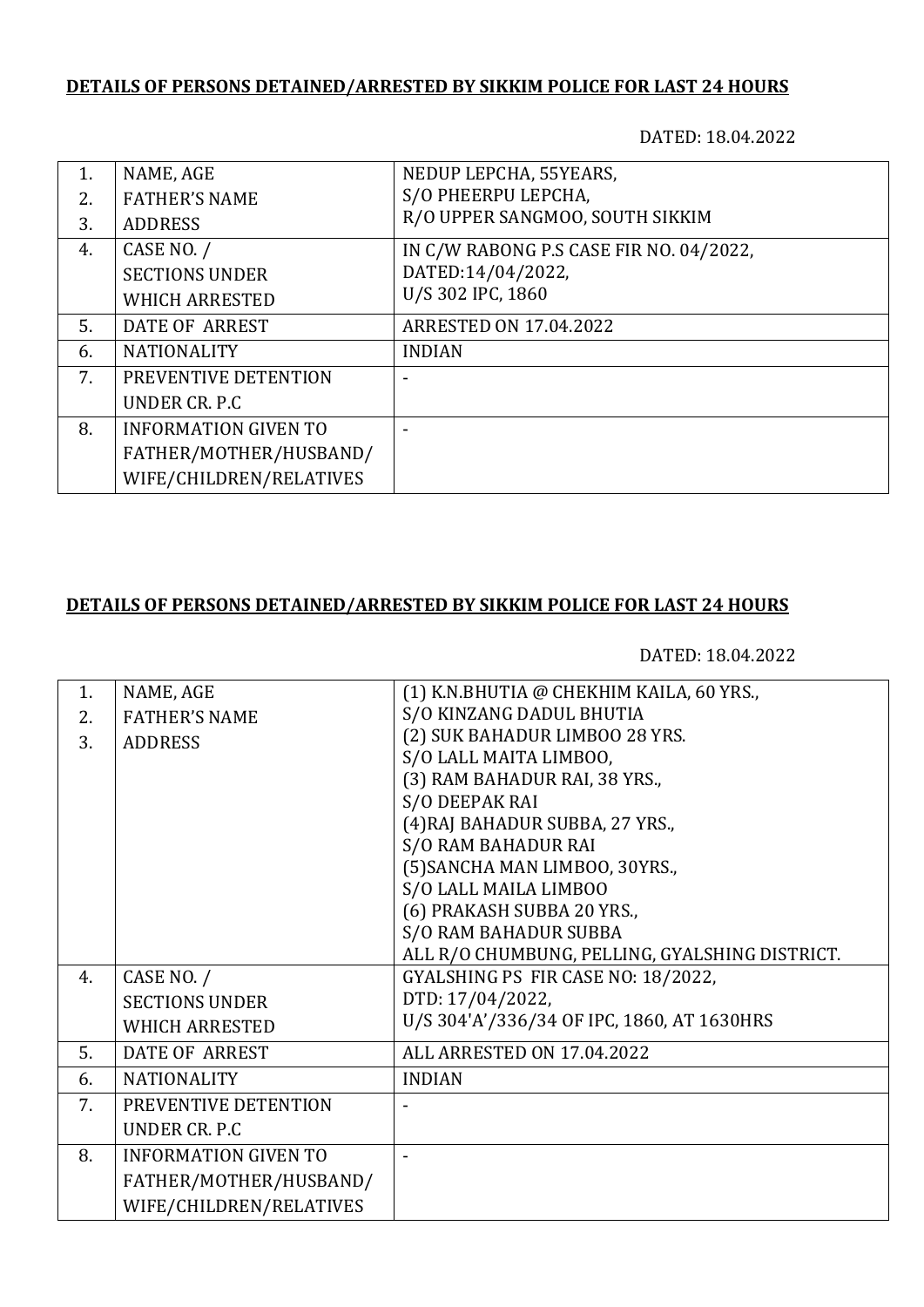**DETAILS OF PERSONS DETAINED/ARRESTED BY SIKKIM POLICE FOR LAST 24 HOURS**

DATED: 18.04.2022

| | | |
|---|---|---|
| 1.<br>2.<br>3. | NAME, AGE<br>FATHER'S NAME<br>ADDRESS | NEDUP LEPCHA, 55YEARS,<br>S/O PHEERPU LEPCHA,<br>R/O UPPER SANGMOO, SOUTH SIKKIM |
| 4. | CASE NO. /<br>SECTIONS UNDER<br>WHICH ARRESTED | IN C/W RABONG P.S CASE FIR NO. 04/2022,<br>DATED:14/04/2022,<br>U/S 302 IPC, 1860 |
| 5. | DATE OF ARREST | ARRESTED ON 17.04.2022 |
| 6. | NATIONALITY | INDIAN |
| 7. | PREVENTIVE DETENTION<br>UNDER CR. P.C | - |
| 8. | INFORMATION GIVEN TO<br>FATHER/MOTHER/HUSBAND/<br>WIFE/CHILDREN/RELATIVES | - |

**DETAILS OF PERSONS DETAINED/ARRESTED BY SIKKIM POLICE FOR LAST 24 HOURS**

DATED: 18.04.2022

| | | |
|---|---|---|
| 1.<br>2.<br>3. | NAME, AGE<br>FATHER'S NAME<br>ADDRESS | (1) K.N.BHUTIA @ CHEKHIM KAILA, 60 YRS.,<br>S/O KINZANG DADUL BHUTIA<br>(2) SUK BAHADUR LIMBOO 28 YRS.<br>S/O LALL MAITA LIMBOO,<br>(3) RAM BAHADUR RAI, 38 YRS.,<br>S/O DEEPAK RAI<br>(4)RAJ BAHADUR SUBBA, 27 YRS.,<br>S/O RAM BAHADUR RAI<br>(5)SANCHA MAN LIMBOO, 30YRS.,<br>S/O LALL MAILA LIMBOO<br>(6) PRAKASH SUBBA 20 YRS.,<br>S/O RAM BAHADUR SUBBA<br>ALL R/O CHUMBUNG, PELLING, GYALSHING DISTRICT. |
| 4. | CASE NO. /<br>SECTIONS UNDER<br>WHICH ARRESTED | GYALSHING PS FIR CASE NO: 18/2022,<br>DTD: 17/04/2022,<br>U/S 304'A'/336/34 OF IPC, 1860, AT 1630HRS |
| 5. | DATE OF ARREST | ALL ARRESTED ON 17.04.2022 |
| 6. | NATIONALITY | INDIAN |
| 7. | PREVENTIVE DETENTION<br>UNDER CR. P.C | - |
| 8. | INFORMATION GIVEN TO<br>FATHER/MOTHER/HUSBAND/<br>WIFE/CHILDREN/RELATIVES | - |